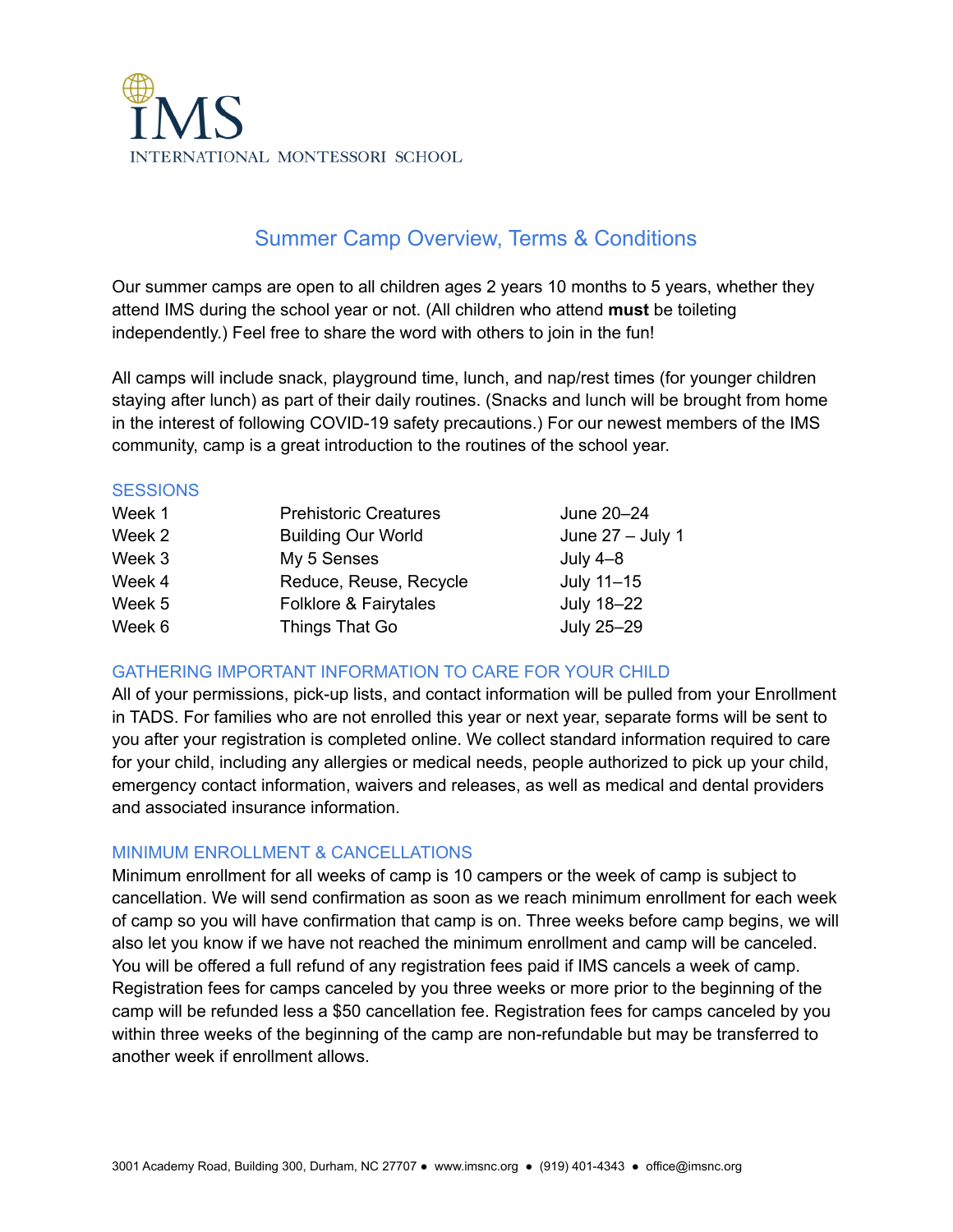IMS

INTERNATIONAL MONTESSORI SCHOOL

# Summer Camp Overview, Terms & Conditions

Our summer camps are open to all children ages 2 years 10 months to 5 years, whether they attend IMS during the school year or not. (All children who attend **must** be toileting independently.) Feel free to share the word with others to join in the fun!

All camps will include snack, playground time, lunch, and nap/rest times (for younger children staying after lunch) as part of their daily routines. (Snacks and lunch will be brought from home in the interest of following COVID-19 safety precautions.) For our newest members of the IMS community, camp is a great introduction to the routines of the school year.

## SESSIONS

| | | |
|---|---|---|
| Week 1 | Prehistoric Creatures | June 20–24 |
| Week 2 | Building Our World | June 27 – July 1 |
| Week 3 | My 5 Senses | July 4–8 |
| Week 4 | Reduce, Reuse, Recycle | July 11–15 |
| Week 5 | Folklore & Fairytales | July 18–22 |
| Week 6 | Things That Go | July 25–29 |

## GATHERING IMPORTANT INFORMATION TO CARE FOR YOUR CHILD

All of your permissions, pick-up lists, and contact information will be pulled from your Enrollment in TADS. For families who are not enrolled this year or next year, separate forms will be sent to you after your registration is completed online. We collect standard information required to care for your child, including any allergies or medical needs, people authorized to pick up your child, emergency contact information, waivers and releases, as well as medical and dental providers and associated insurance information.

## MINIMUM ENROLLMENT & CANCELLATIONS

Minimum enrollment for all weeks of camp is 10 campers or the week of camp is subject to cancellation. We will send confirmation as soon as we reach minimum enrollment for each week of camp so you will have confirmation that camp is on. Three weeks before camp begins, we will also let you know if we have not reached the minimum enrollment and camp will be canceled. You will be offered a full refund of any registration fees paid if IMS cancels a week of camp. Registration fees for camps canceled by you three weeks or more prior to the beginning of the camp will be refunded less a $50 cancellation fee. Registration fees for camps canceled by you within three weeks of the beginning of the camp are non-refundable but may be transferred to another week if enrollment allows.

3001 Academy Road, Building 300, Durham, NC 27707 ● www.imsnc.org ● (919) 401-4343 ● office@imsnc.org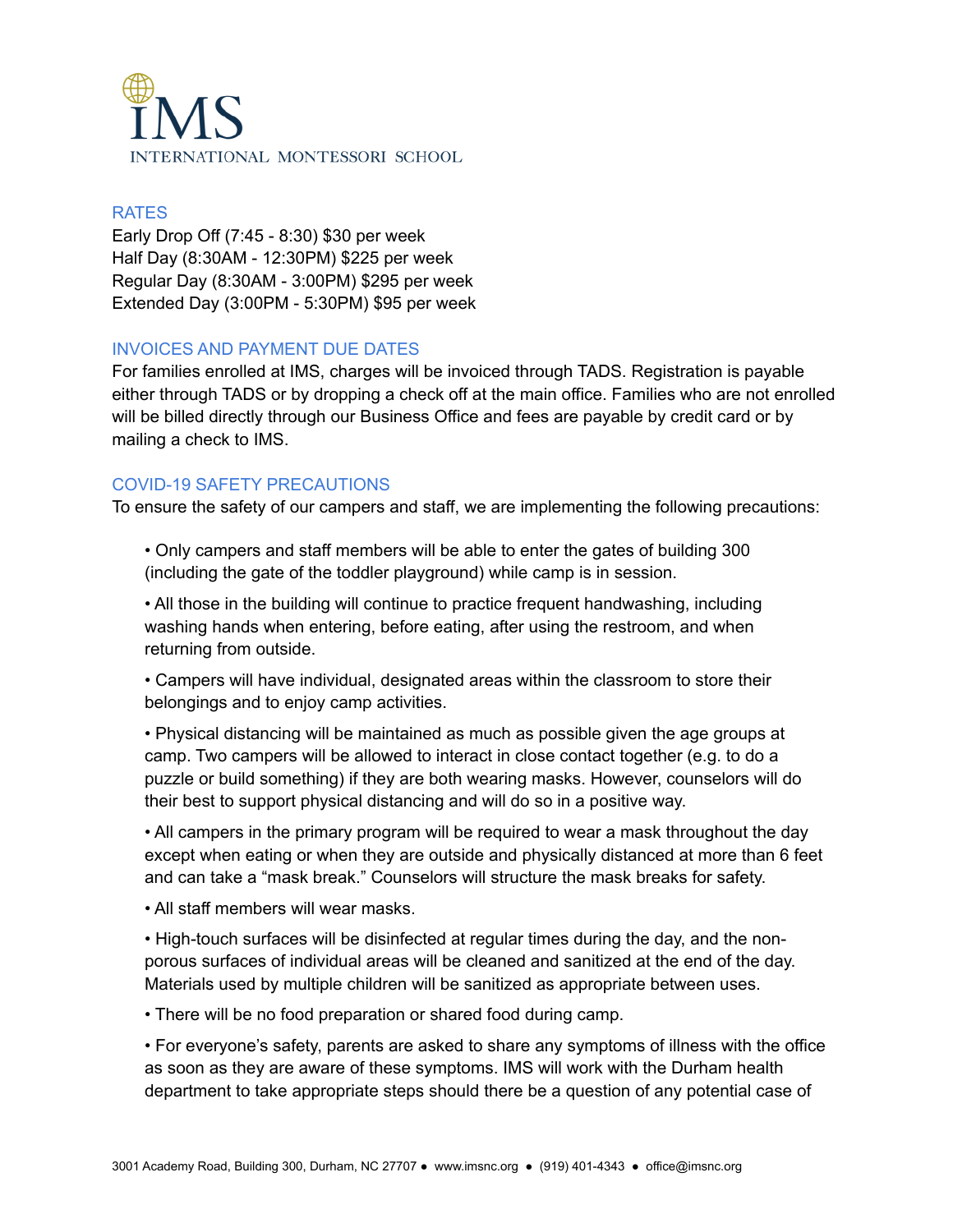IMS

INTERNATIONAL MONTESSORI SCHOOL

## RATES

Early Drop Off (7:45 - 8:30) $30 per week
Half Day (8:30AM - 12:30PM) $225 per week
Regular Day (8:30AM - 3:00PM) $295 per week
Extended Day (3:00PM - 5:30PM) $95 per week

## INVOICES AND PAYMENT DUE DATES

For families enrolled at IMS, charges will be invoiced through TADS. Registration is payable either through TADS or by dropping a check off at the main office. Families who are not enrolled will be billed directly through our Business Office and fees are payable by credit card or by mailing a check to IMS.

## COVID-19 SAFETY PRECAUTIONS

To ensure the safety of our campers and staff, we are implementing the following precautions:

- Only campers and staff members will be able to enter the gates of building 300 (including the gate of the toddler playground) while camp is in session.
- All those in the building will continue to practice frequent handwashing, including washing hands when entering, before eating, after using the restroom, and when returning from outside.
- Campers will have individual, designated areas within the classroom to store their belongings and to enjoy camp activities.
- Physical distancing will be maintained as much as possible given the age groups at camp. Two campers will be allowed to interact in close contact together (e.g. to do a puzzle or build something) if they are both wearing masks. However, counselors will do their best to support physical distancing and will do so in a positive way.
- All campers in the primary program will be required to wear a mask throughout the day except when eating or when they are outside and physically distanced at more than 6 feet and can take a "mask break." Counselors will structure the mask breaks for safety.
- All staff members will wear masks.
- High-touch surfaces will be disinfected at regular times during the day, and the non-porous surfaces of individual areas will be cleaned and sanitized at the end of the day. Materials used by multiple children will be sanitized as appropriate between uses.
- There will be no food preparation or shared food during camp.
- For everyone's safety, parents are asked to share any symptoms of illness with the office as soon as they are aware of these symptoms. IMS will work with the Durham health department to take appropriate steps should there be a question of any potential case of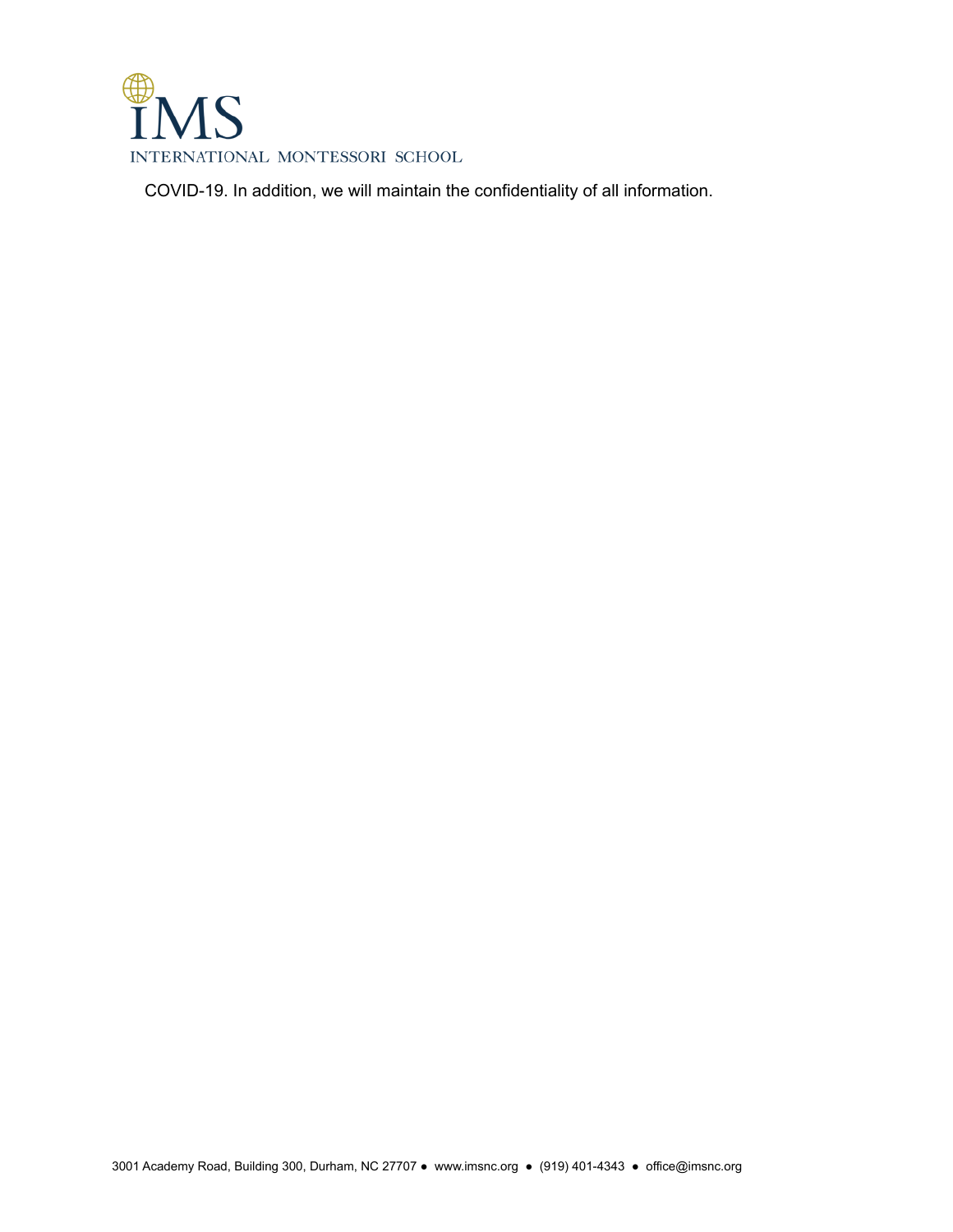COVID-19. In addition, we will maintain the confidentiality of all information.